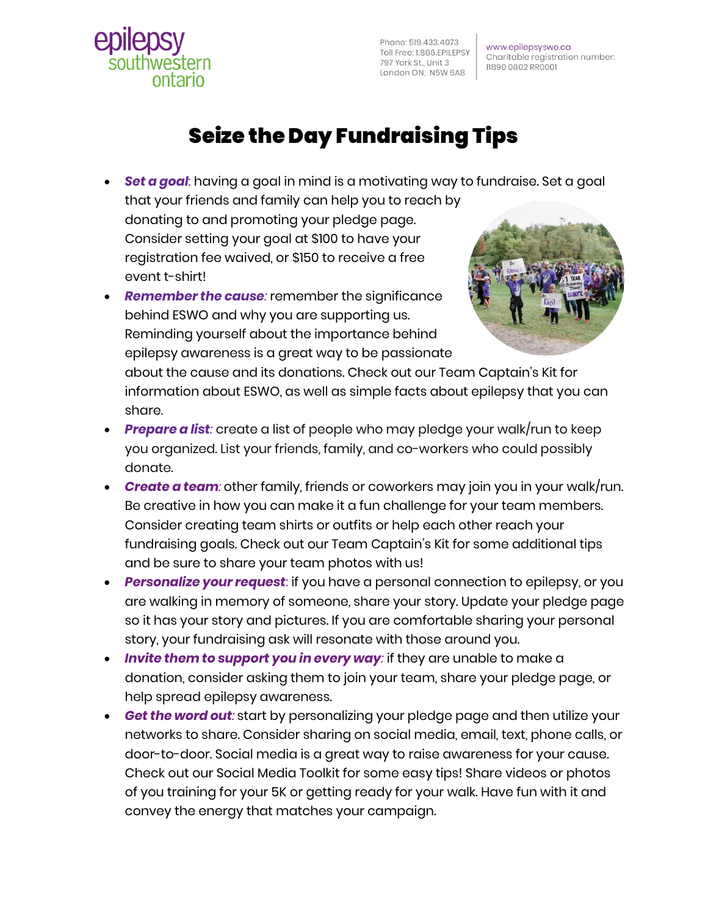epilepsy southwestern ontario

Phone: 519.433.4073
Toll Free: 1.866.EPILEPSY
797 York St., Unit 3
London ON, N5W 6A8

www.epilepsyswo.ca
Charitable registration number: 11890 0802 RR0001

# Seize the Day Fundraising Tips

- ***Set a goal***: having a goal in mind is a motivating way to fundraise. Set a goal that your friends and family can help you to reach by donating to and promoting your pledge page. Consider setting your goal at $100 to have your registration fee waived, or $150 to receive a free event t-shirt!
- ***Remember the cause***: remember the significance behind ESWO and why you are supporting us. Reminding yourself about the importance behind epilepsy awareness is a great way to be passionate about the cause and its donations. Check out our Team Captain's Kit for information about ESWO, as well as simple facts about epilepsy that you can share.
- ***Prepare a list***: create a list of people who may pledge your walk/run to keep you organized. List your friends, family, and co-workers who could possibly donate.
- ***Create a team***: other family, friends or coworkers may join you in your walk/run. Be creative in how you can make it a fun challenge for your team members. Consider creating team shirts or outfits or help each other reach your fundraising goals. Check out our Team Captain's Kit for some additional tips and be sure to share your team photos with us!
- ***Personalize your request***: if you have a personal connection to epilepsy, or you are walking in memory of someone, share your story. Update your pledge page so it has your story and pictures. If you are comfortable sharing your personal story, your fundraising ask will resonate with those around you.
- ***Invite them to support you in every way***: if they are unable to make a donation, consider asking them to join your team, share your pledge page, or help spread epilepsy awareness.
- ***Get the word out***: start by personalizing your pledge page and then utilize your networks to share. Consider sharing on social media, email, text, phone calls, or door-to-door. Social media is a great way to raise awareness for your cause. Check out our Social Media Toolkit for some easy tips! Share videos or photos of you training for your 5K or getting ready for your walk. Have fun with it and convey the energy that matches your campaign.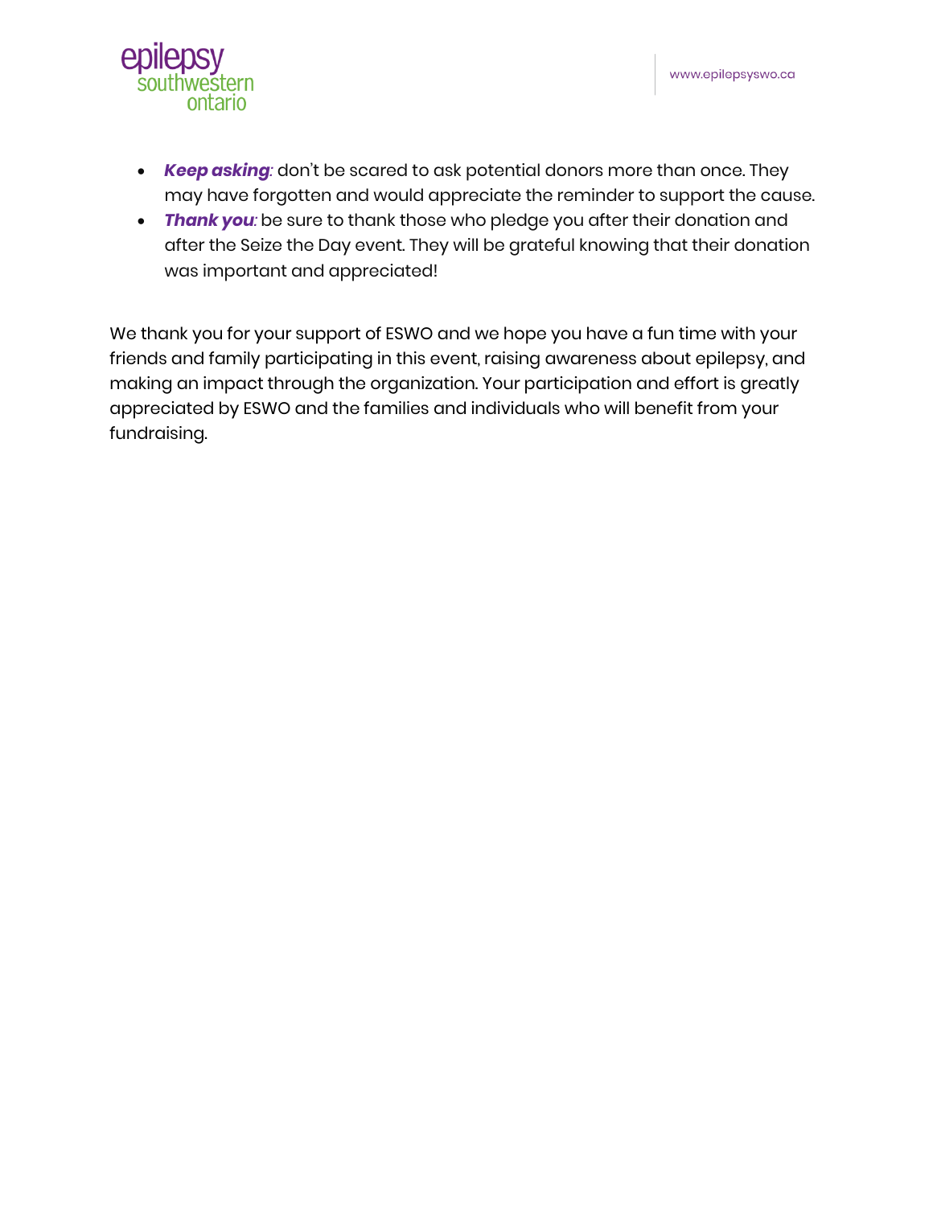- ***Keep asking:*** don't be scared to ask potential donors more than once. They may have forgotten and would appreciate the reminder to support the cause.
- ***Thank you:*** be sure to thank those who pledge you after their donation and after the Seize the Day event. They will be grateful knowing that their donation was important and appreciated!

We thank you for your support of ESWO and we hope you have a fun time with your friends and family participating in this event, raising awareness about epilepsy, and making an impact through the organization. Your participation and effort is greatly appreciated by ESWO and the families and individuals who will benefit from your fundraising.